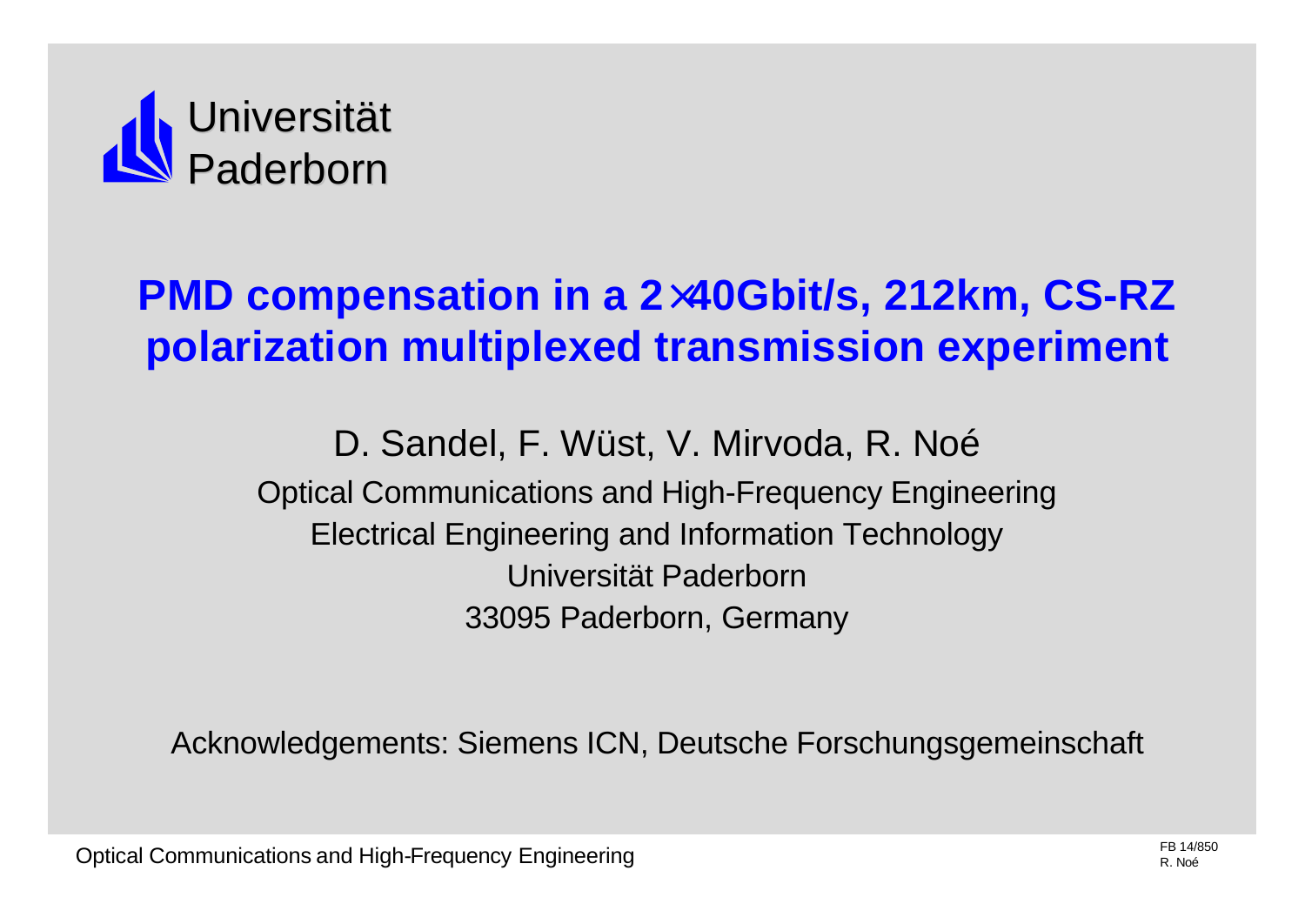Universität Paderborn

# PMD compensation in a 2×40Gbit/s, 212km, CS-RZ polarization multiplexed transmission experiment

D. Sandel, F. Wüst, V. Mirvoda, R. Noé

Optical Communications and High-Frequency Engineering
Electrical Engineering and Information Technology
Universität Paderborn
33095 Paderborn, Germany

Acknowledgements: Siemens ICN, Deutsche Forschungsgemeinschaft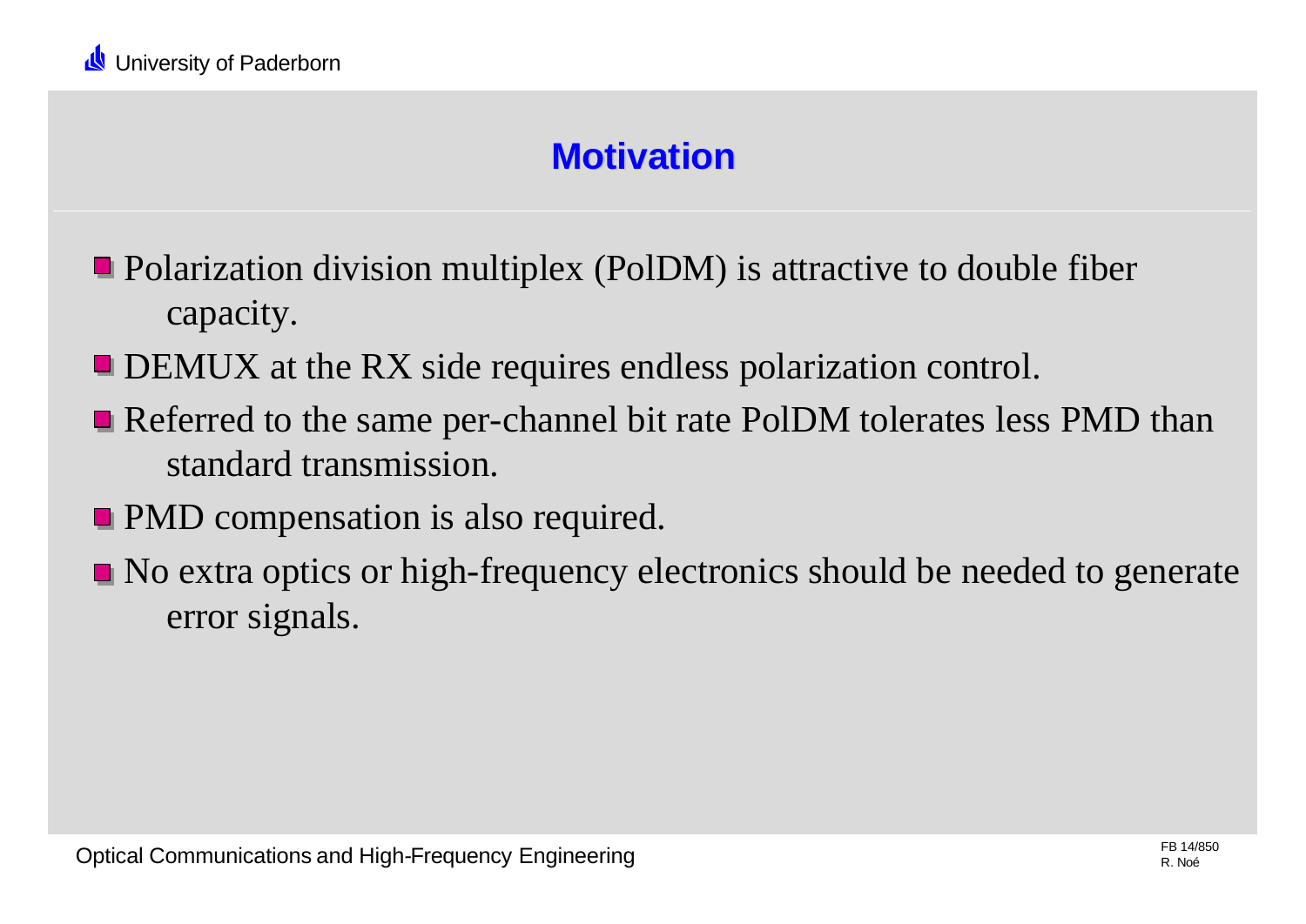# Motivation

- Polarization division multiplex (PolDM) is attractive to double fiber capacity.
- DEMUX at the RX side requires endless polarization control.
- Referred to the same per-channel bit rate PolDM tolerates less PMD than standard transmission.
- PMD compensation is also required.
- No extra optics or high-frequency electronics should be needed to generate error signals.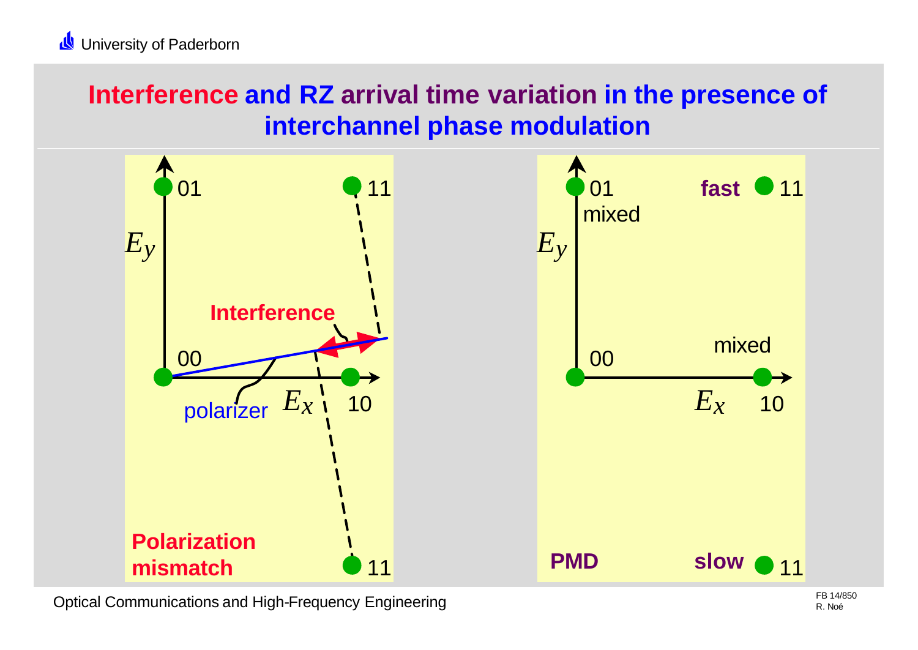# Interference and RZ arrival time variation in the presence of interchannel phase modulation

$E_y$

01

11

Interference

00

polarizer

$E_x$

10

11

**Polarization mismatch**

$E_y$

01

mixed

**fast**

11

00

mixed

$E_x$

10

**PMD**

**slow**

11

Optical Communications and High-Frequency Engineering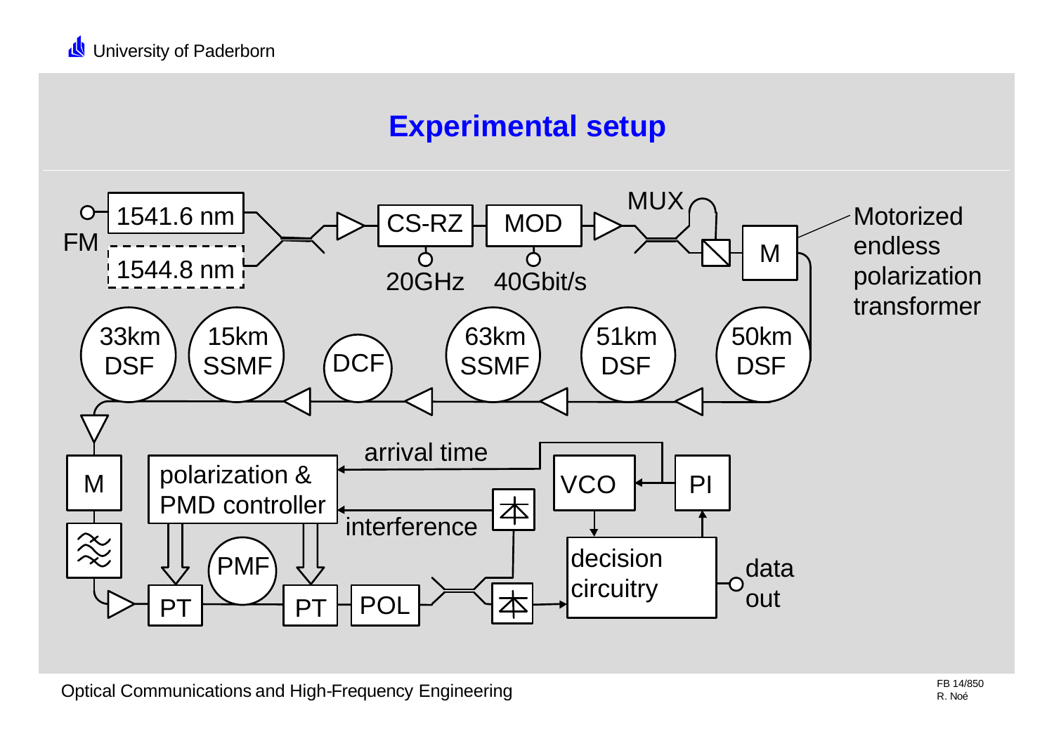# Experimental setup

FM

1541.6 nm

1544.8 nm

CS-RZ

20GHz

MOD

40Gbit/s

MUX

M

Motorized endless polarization transformer

50km DSF

51km DSF

63km SSMF

DCF

15km SSMF

33km DSF

M

polarization & PMD controller

arrival time

interference

VCO

PI

decision circuitry

data out

PT

PMF

PT

POL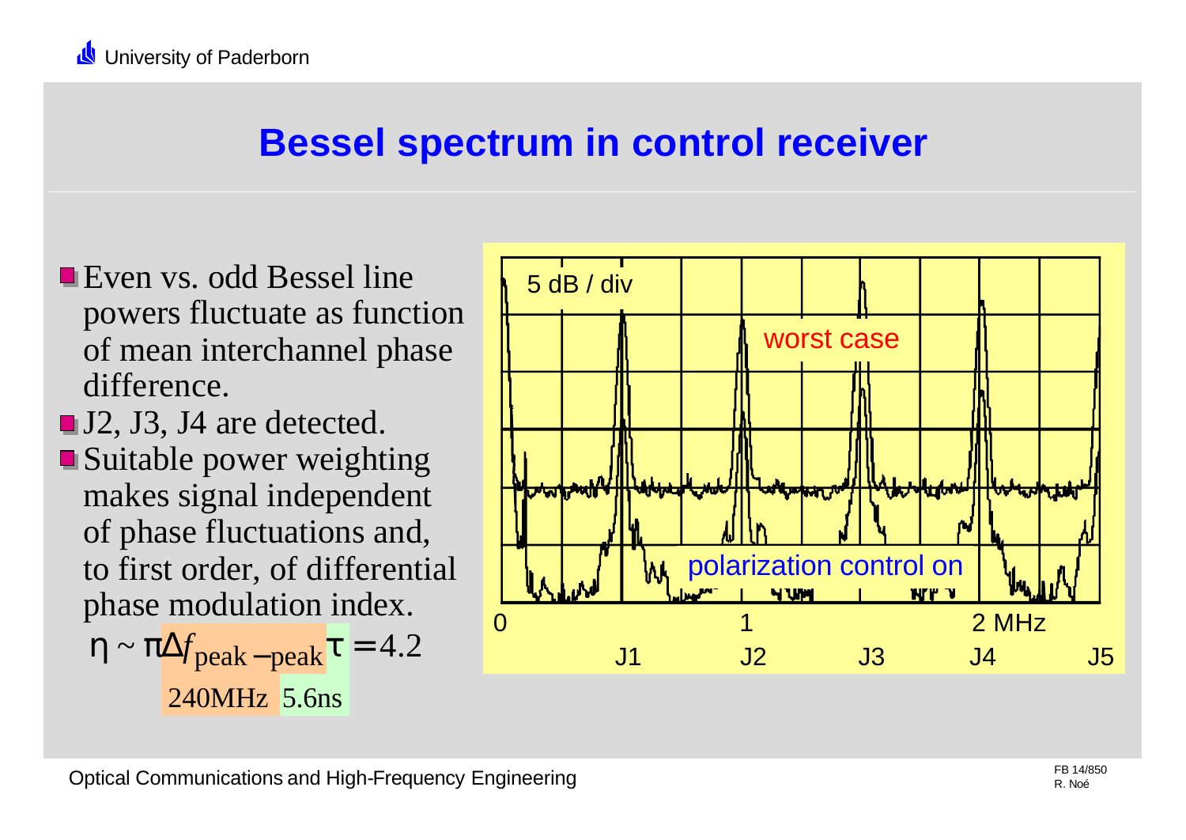# Bessel spectrum in control receiver

- Even vs. odd Bessel line powers fluctuate as function of mean interchannel phase difference.
- J2, J3, J4 are detected.
- Suitable power weighting makes signal independent of phase fluctuations and, to first order, of differential phase modulation index.

$$\eta \sim \pi \underbrace{\Delta f_{peak-peak}}_{240\text{MHz}} \underbrace{\tau}_{5.6\text{ns}} = 4.2$$

5 dB / div

worst case

polarization control on

0 1 2 MHz

J1 J2 J3 J4 J5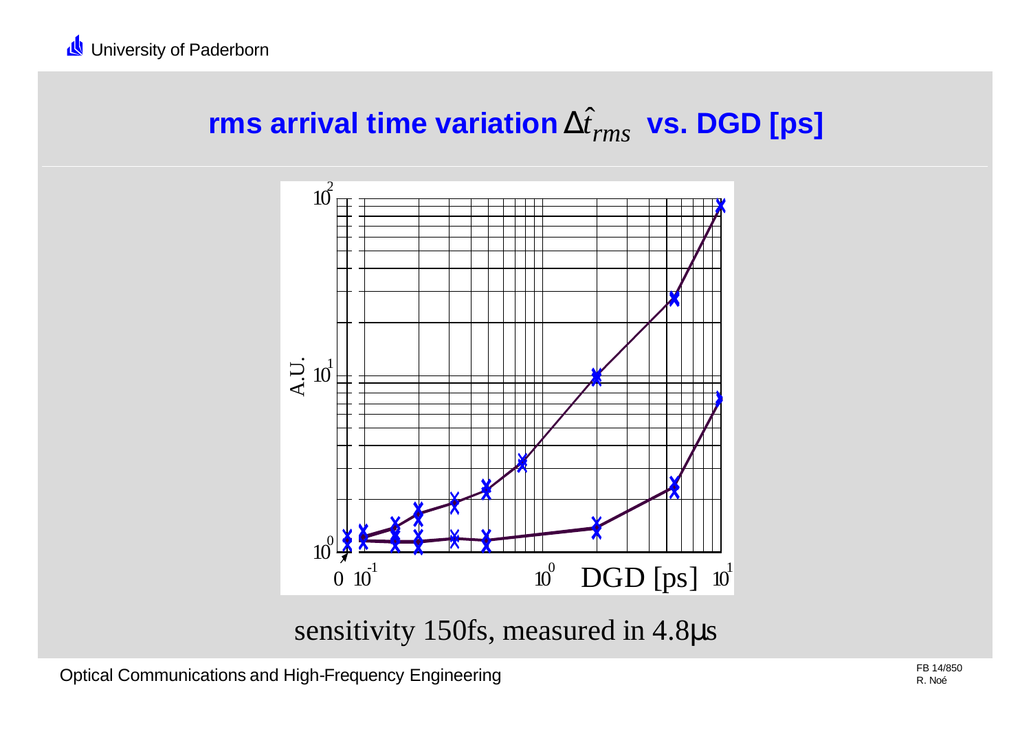## rms arrival time variation $\Delta\hat{t}_{rms}$ vs. DGD [ps]

sensitivity 150fs, measured in 4.8µs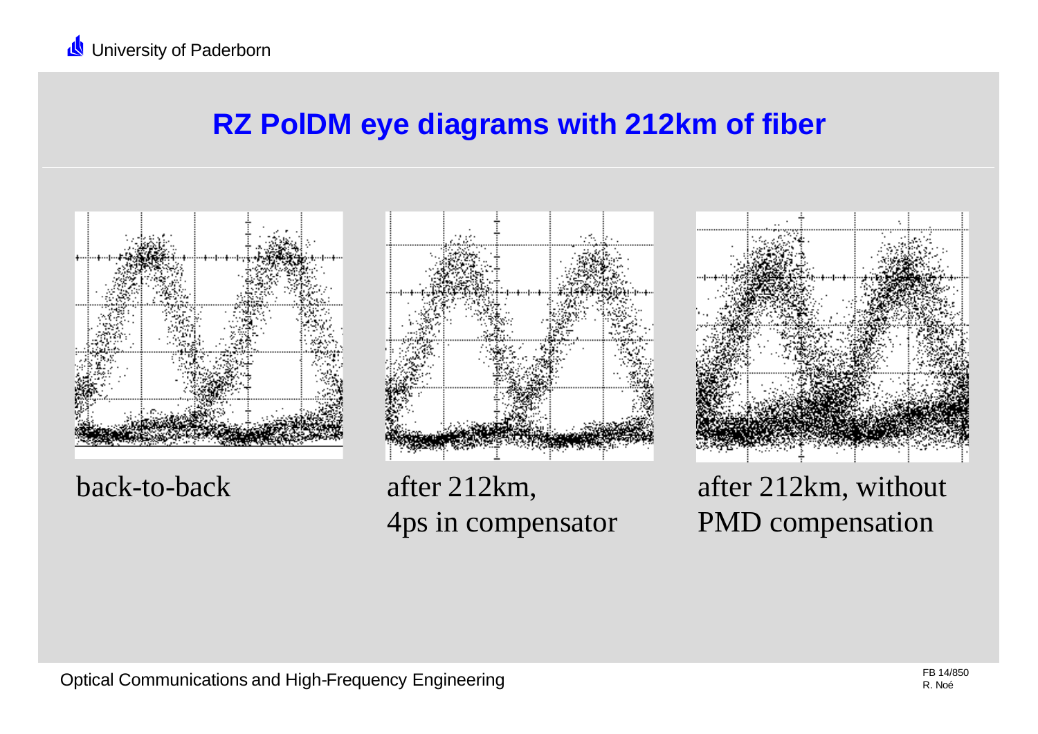# RZ PolDM eye diagrams with 212km of fiber

back-to-back

after 212km, 4ps in compensator

after 212km, without PMD compensation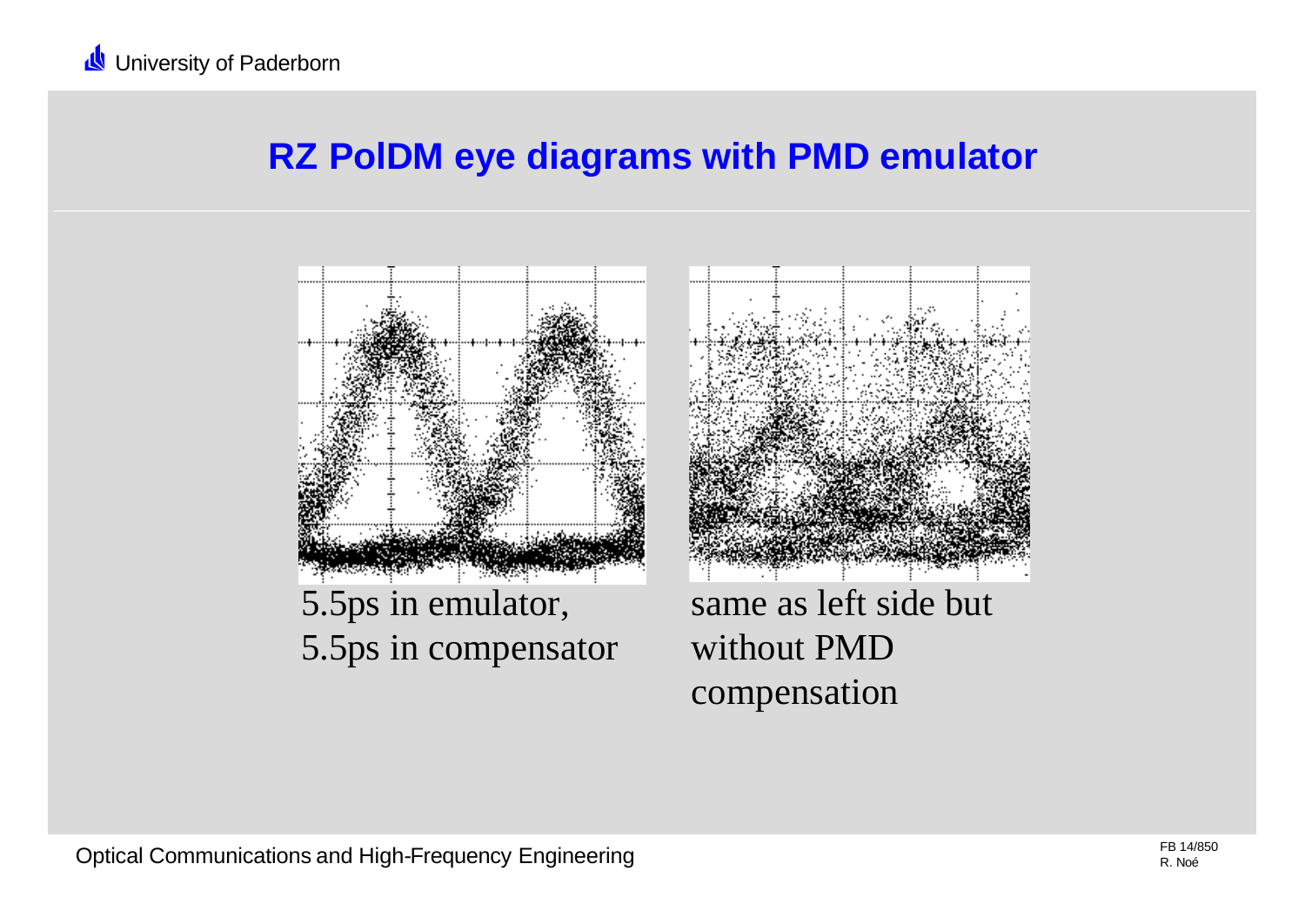# RZ PolDM eye diagrams with PMD emulator

5.5ps in emulator,
5.5ps in compensator

same as left side but without PMD compensation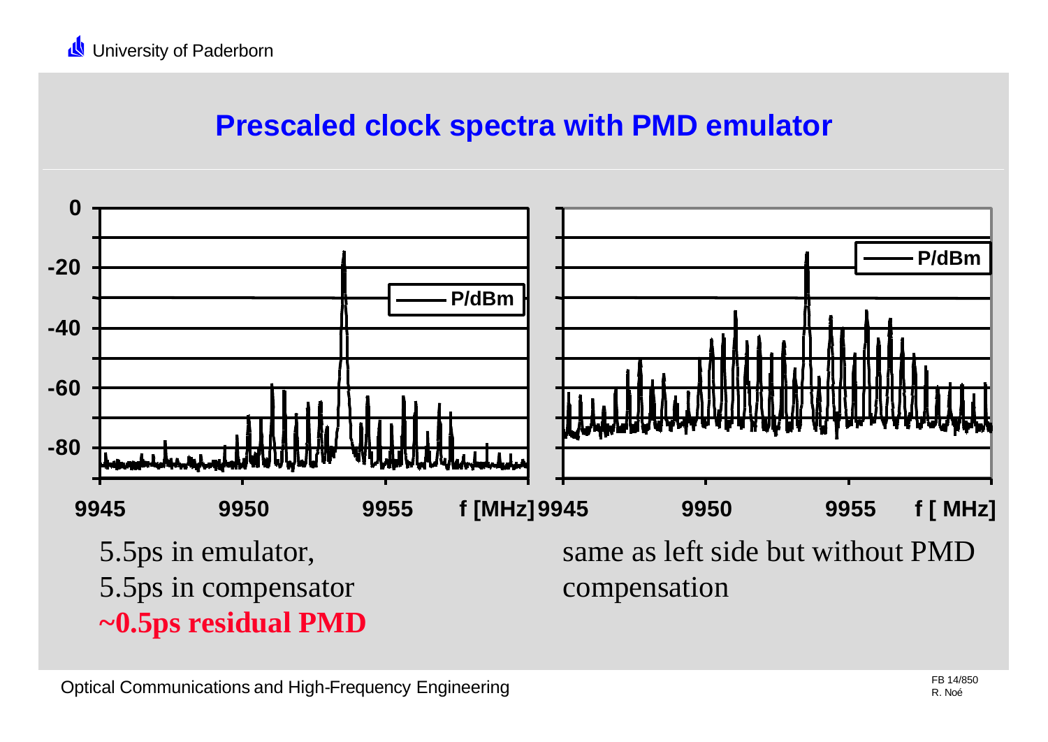# Prescaled clock spectra with PMD emulator

5.5ps in emulator,
5.5ps in compensator
**~0.5ps residual PMD**

same as left side but without PMD compensation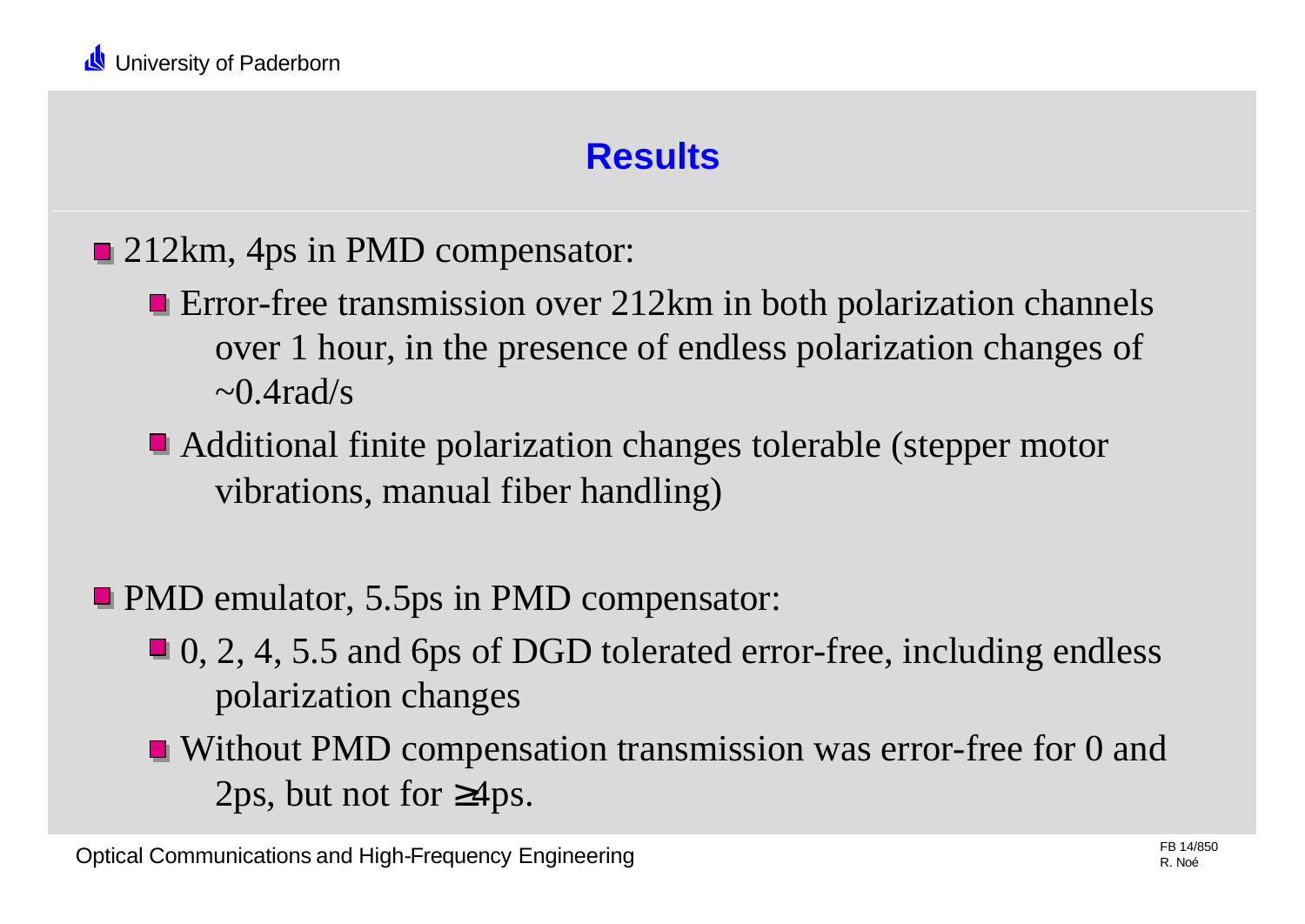# Results

- 212km, 4ps in PMD compensator:
  - Error-free transmission over 212km in both polarization channels over 1 hour, in the presence of endless polarization changes of ~0.4rad/s
  - Additional finite polarization changes tolerable (stepper motor vibrations, manual fiber handling)

- PMD emulator, 5.5ps in PMD compensator:
  - 0, 2, 4, 5.5 and 6ps of DGD tolerated error-free, including endless polarization changes
  - Without PMD compensation transmission was error-free for 0 and 2ps, but not for ≥4ps.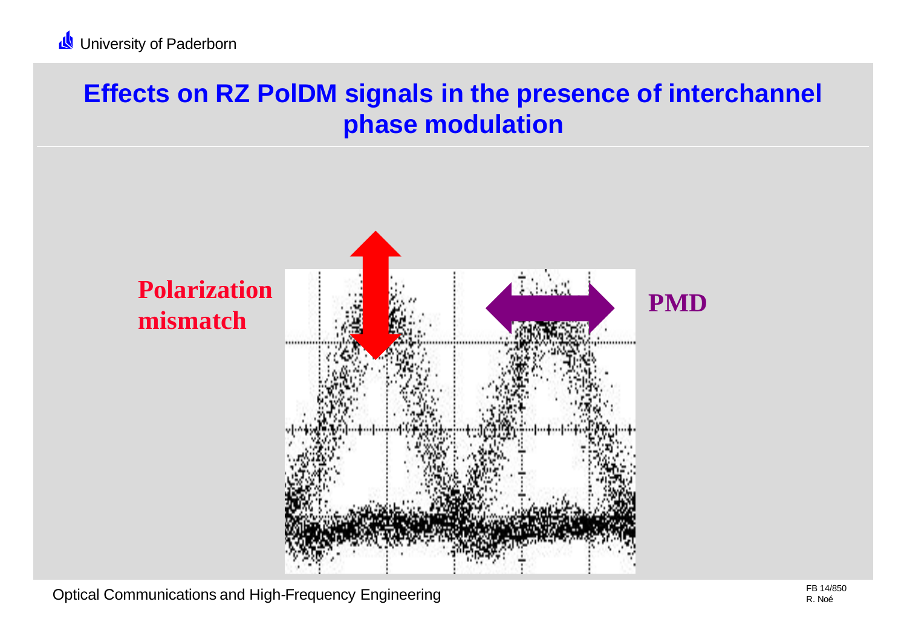# Effects on RZ PolDM signals in the presence of interchannel phase modulation

Polarization mismatch

PMD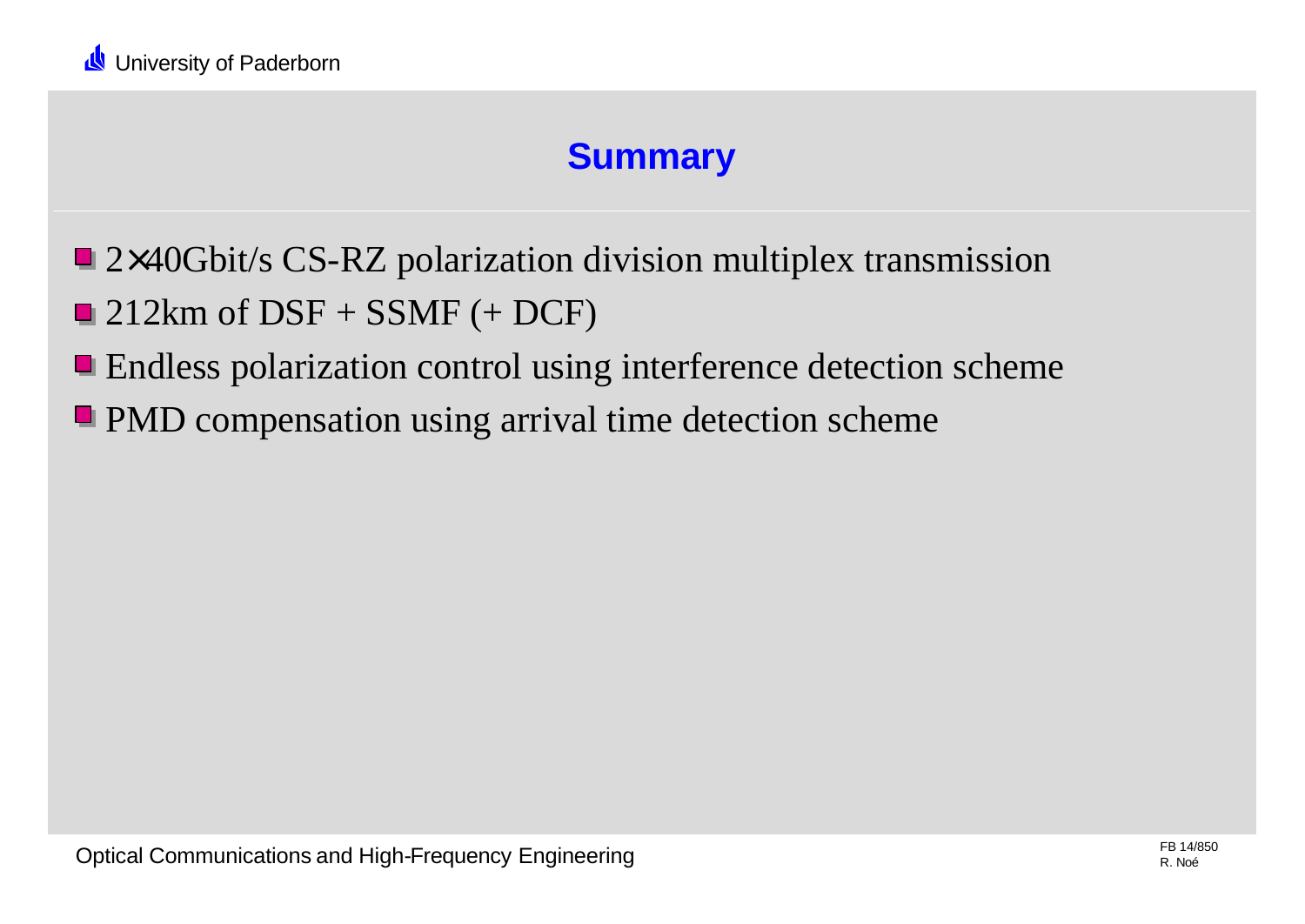## Summary

- 2×40Gbit/s CS-RZ polarization division multiplex transmission
- 212km of DSF + SSMF (+ DCF)
- Endless polarization control using interference detection scheme
- PMD compensation using arrival time detection scheme